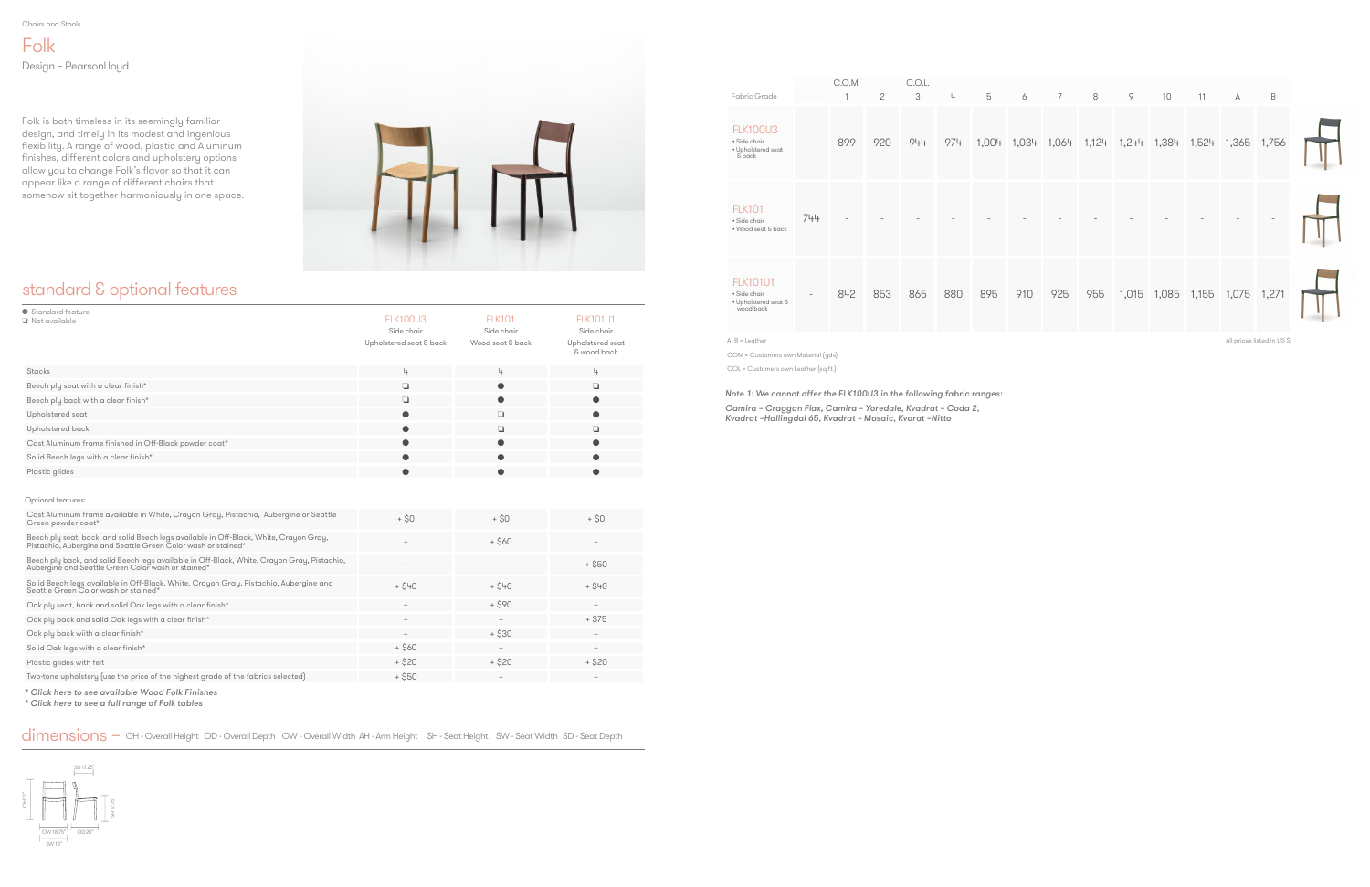# Folk

Design – PearsonLloyd

Folk is both timeless in its seemingly familiar design, and timely in its modest and ingenious flexibility. A range of wood, plastic and Aluminum finishes, different colors and upholstery options allow you to change Folk's flavor so that it can appear like a range of different chairs that somehow sit together harmoniously in one space.

## standard & optional features

● Standard feature
❑ Not available

| | FLK100U3<br>Side chair<br>Upholstered seat & back | FLK101<br>Side chair<br>Wood seat & back | FLK101U1<br>Side chair<br>Upholstered seat & wood back |
|---|---|---|---|
| Stacks | 4 | 4 | 4 |
| Beech ply seat with a clear finish* | ❑ | ● | ❑ |
| Beech ply back with a clear finish* | ❑ | ● | ● |
| Upholstered seat | ● | ❑ | ● |
| Upholstered back | ● | ❑ | ❑ |
| Cast Aluminum frame finished in Off-Black powder coat* | ● | ● | ● |
| Solid Beech legs with a clear finish* | ● | ● | ● |
| Plastic glides | ● | ● | ● |

Optional features:

| | FLK100U3 | FLK101 | FLK101U1 |
|---|---|---|---|
| Cast Aluminum frame available in White, Crayon Gray, Pistachio, Aubergine or Seattle Green powder coat* | + $0 | + $0 | + $0 |
| Beech ply seat, back, and solid Beech legs available in Off-Black, White, Crayon Gray, Pistachio, Aubergine and Seattle Green Color wash or stained* | – | + $60 | – |
| Beech ply back, and solid Beech legs available in Off-Black, White, Crayon Gray, Pistachio, Aubergine and Seattle Green Color wash or stained* | – | – | + $50 |
| Solid Beech legs available in Off-Black, White, Crayon Gray, Pistachio, Aubergine and Seattle Green Color wash or stained* | + $40 | + $40 | + $40 |
| Oak ply seat, back and solid Oak legs with a clear finish* | – | + $90 | – |
| Oak ply back and solid Oak legs with a clear finish* | – | – | + $75 |
| Oak ply back wiith a clear finish* | – | + $30 | – |
| Solid Oak legs with a clear finish* | + $60 | – | – |
| Plastic glides with felt | + $20 | + $20 | + $20 |
| Two-tone upholstery (use the price of the highest grade of the fabrics selected) | + $50 | – | – |

*\* Click here to see available Wood Folk Finishes*
*\* Click here to see a full range of Folk tables*

## dimensions

– OH - Overall Height OD - Overall Depth OW - Overall Width AH - Arm Height SH - Seat Height SW - Seat Width SD - Seat Depth

OH 31" · SD 17.25" · SH 17.75" · OW 18.75" · OD 20" · SW 18"

| Fabric Grade | | C.O.M.<br>1 | 2 | C.O.L.<br>3 | 4 | 5 | 6 | 7 | 8 | 9 | 10 | 11 | A | B |
|---|---|---|---|---|---|---|---|---|---|---|---|---|---|---|
| FLK100U3<br>• Side chair<br>• Upholstered seat & back | - | 899 | 920 | 944 | 974 | 1,004 | 1,034 | 1,064 | 1,124 | 1,244 | 1,384 | 1,524 | 1,365 | 1,756 |
| FLK101<br>• Side chair<br>• Wood seat & back | 744 | - | - | - | - | - | - | - | - | - | - | - | - | - |
| FLK101U1<br>• Side chair<br>• Upholstered seat & wood back | - | 842 | 853 | 865 | 880 | 895 | 910 | 925 | 955 | 1,015 | 1,085 | 1,155 | 1,075 | 1,271 |

A, B = Leather

All prices listed in US $

COM = Customers own Material (yds)

COL = Customers own Leather (sq ft)

***Note 1: We cannot offer the FLK100U3 in the following fabric ranges:***

***Camira – Craggan Flax, Camira – Yoredale, Kvadrat – Coda 2, Kvadrat –Hallingdal 65, Kvadrat – Mosaic, Kvarat –Nitto***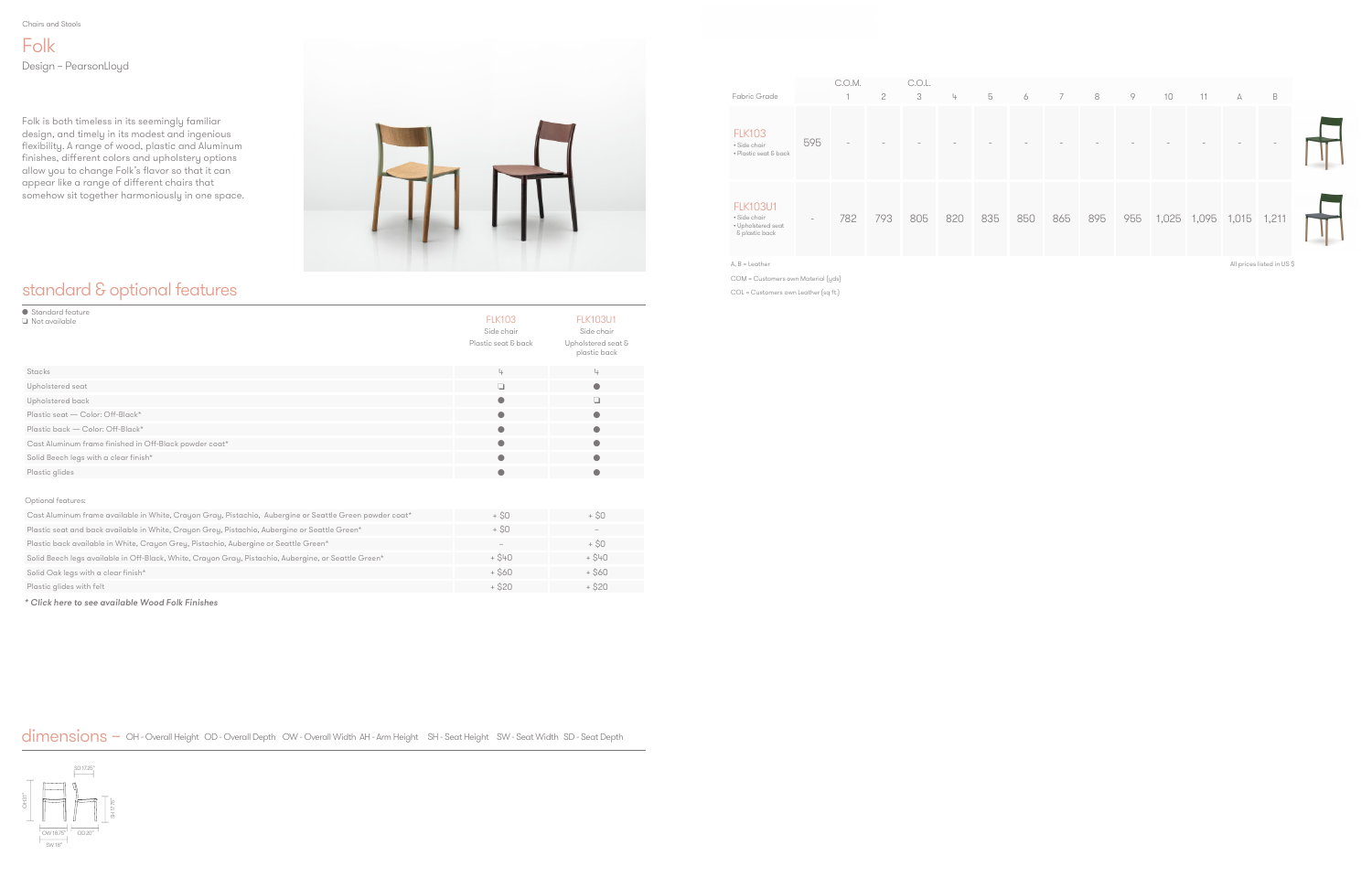Chairs and Stools

# Folk

Design – PearsonLloyd

Folk is both timeless in its seemingly familiar design, and timely in its modest and ingenious flexibility. A range of wood, plastic and Aluminum finishes, different colors and upholstery options allow you to change Folk's flavor so that it can appear like a range of different chairs that somehow sit together harmoniously in one space.

| Fabric Grade | | C.O.M. 1 | 2 | C.O.L. 3 | 4 | 5 | 6 | 7 | 8 | 9 | 10 | 11 | A | B |
|---|---|---|---|---|---|---|---|---|---|---|---|---|---|---|
| FLK103 • Side chair • Plastic seat & back | 595 | - | - | - | - | - | - | - | - | - | - | - | - | - |
| FLK103U1 • Side chair • Upholstered seat & plastic back | - | 782 | 793 | 805 | 820 | 835 | 850 | 865 | 895 | 955 | 1,025 | 1,095 | 1,015 | 1,211 |

A, B = Leather

All prices listed in US $

COM = Customers own Material (yds)

COL = Customers own Leather (sq ft.)

## standard & optional features

● Standard feature
❑ Not available

| | FLK103 Side chair Plastic seat & back | FLK103U1 Side chair Upholstered seat & plastic back |
|---|---|---|
| Stacks | 4 | 4 |
| Upholstered seat | ❑ | ● |
| Upholstered back | ● | ❑ |
| Plastic seat — Color: Off-Black* | ● | ● |
| Plastic back — Color: Off-Black* | ● | ● |
| Cast Aluminum frame finished in Off-Black powder coat* | ● | ● |
| Solid Beech legs with a clear finish* | ● | ● |
| Plastic glides | ● | ● |

Optional features:

| | | |
|---|---|---|
| Cast Aluminum frame available in White, Crayon Gray, Pistachio, Aubergine or Seattle Green powder coat* | + $0 | + $0 |
| Plastic seat and back available in White, Crayon Grey, Pistachio, Aubergine or Seattle Green* | + $0 | – |
| Plastic back available in White, Crayon Grey, Pistachio, Aubergine or Seattle Green* | – | + $0 |
| Solid Beech legs available in Off-Black, White, Crayon Gray, Pistachio, Aubergine, or Seattle Green* | + $40 | + $40 |
| Solid Oak legs with a clear finish* | + $60 | + $60 |
| Plastic glides with felt | + $20 | + $20 |

*\* Click here to see available Wood Folk Finishes*

## dimensions — OH - Overall Height OD - Overall Depth OW - Overall Width AH - Arm Height SH - Seat Height SW - Seat Width SD - Seat Depth

OH 31" SD 17.25" SH 17.75" OW 18.75" OD 20" SW 18"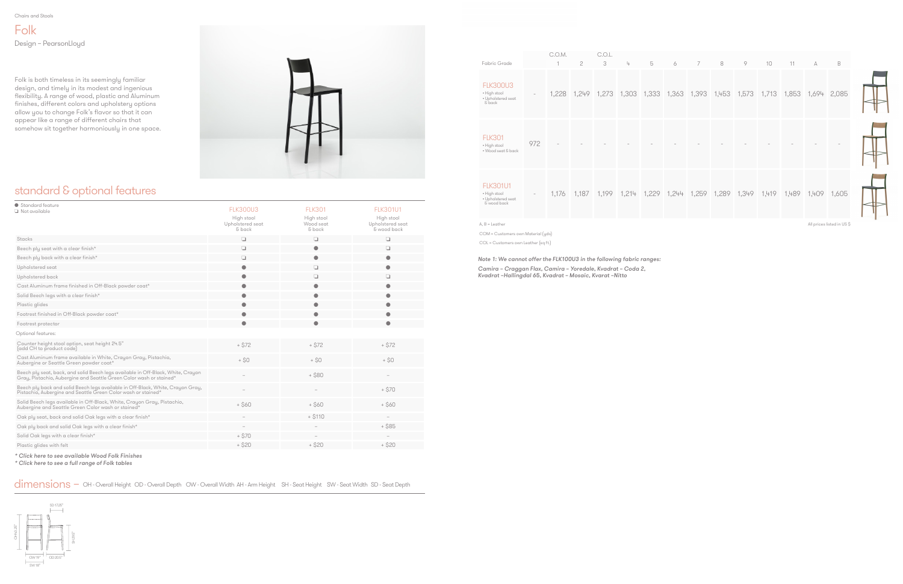Chairs and Stools

# Folk

Design – PearsonLloyd

Folk is both timeless in its seemingly familiar design, and timely in its modest and ingenious flexibility. A range of wood, plastic and Aluminum finishes, different colors and upholstery options allow you to change Folk's flavor so that it can appear like a range of different chairs that somehow sit together harmoniously in one space.

## standard & optional features

● Standard feature
❑ Not available

| | FLK300U3 High stool Upholstered seat & back | FLK301 High stool Wood seat & back | FLK301U1 High stool Upholstered seat & wood back |
|---|---|---|---|
| Stacks | ❑ | ❑ | ❑ |
| Beech ply seat with a clear finish* | ❑ | ● | ❑ |
| Beech ply back with a clear finish* | ❑ | ● | ● |
| Upholstered seat | ● | ❑ | ● |
| Upholstered back | ● | ❑ | ❑ |
| Cast Aluminum frame finished in Off-Black powder coat* | ● | ● | ● |
| Solid Beech legs with a clear finish* | ● | ● | ● |
| Plastic glides | ● | ● | ● |
| Footrest finished in Off-Black powder coat* | ● | ● | ● |
| Footrest protector | ● | ● | ● |
| Optional features: | | | |
| Counter height stool option, seat height 24.5" (add CH to product code) | + $72 | + $72 | + $72 |
| Cast Aluminum frame available in White, Crayon Gray, Pistachio, Aubergine or Seattle Green powder coat* | + $0 | + $0 | + $0 |
| Beech ply seat, back, and solid Beech legs available in Off-Black, White, Crayon Gray, Pistachio, Aubergine and Seattle Green Color wash or stained* | – | + $80 | – |
| Beech ply back and solid Beech legs available in Off-Black, White, Crayon Gray, Pistachio, Aubergine and Seattle Green Color wash or stained* | – | – | + $70 |
| Solid Beech legs available in Off-Black, White, Crayon Gray, Pistachio, Aubergine and Seattle Green Color wash or stained* | + $60 | + $60 | + $60 |
| Oak ply seat, back and solid Oak legs with a clear finish* | – | + $110 | – |
| Oak ply back and solid Oak legs with a clear finish* | – | – | + $85 |
| Solid Oak legs with a clear finish* | + $70 | – | – |
| Plastic glides with felt | + $20 | + $20 | + $20 |

*\* Click here to see available Wood Folk Finishes*
*\* Click here to see a full range of Folk tables*

## dimensions

– OH - Overall Height OD - Overall Depth OW - Overall Width AH - Arm Height SH - Seat Height SW - Seat Width SD - Seat Depth

OH 42.25" SH 29.5" SD 17.25" OW 19" OD 20.5" SW 18"

| Fabric Grade | C.O.M. | 1 | 2 | C.O.L. 3 | 4 | 5 | 6 | 7 | 8 | 9 | 10 | 11 | A | B |
|---|---|---|---|---|---|---|---|---|---|---|---|---|---|---|
| FLK300U3 • High stool • Upholstered seat & back | – | 1,228 | 1,249 | 1,273 | 1,303 | 1,333 | 1,363 | 1,393 | 1,453 | 1,573 | 1,713 | 1,853 | 1,694 | 2,085 |
| FLK301 • High stool • Wood seat & back | 972 | – | – | – | – | – | – | – | – | – | – | – | – | – |
| FLK301U1 • High stool • Upholstered seat & wood back | – | 1,176 | 1,187 | 1,199 | 1,214 | 1,229 | 1,244 | 1,259 | 1,289 | 1,349 | 1,419 | 1,489 | 1,409 | 1,605 |

A, B = Leather

All prices listed in US $

COM = Customers own Material (yds)

COL = Customers own Leather (sq ft)

*Note 1: We cannot offer the FLK100U3 in the following fabric ranges:*

*Camira – Craggan Flax, Camira – Yoredale, Kvadrat – Coda 2, Kvadrat –Hallingdal 65, Kvadrat – Mosaic, Kvarat –Nitto*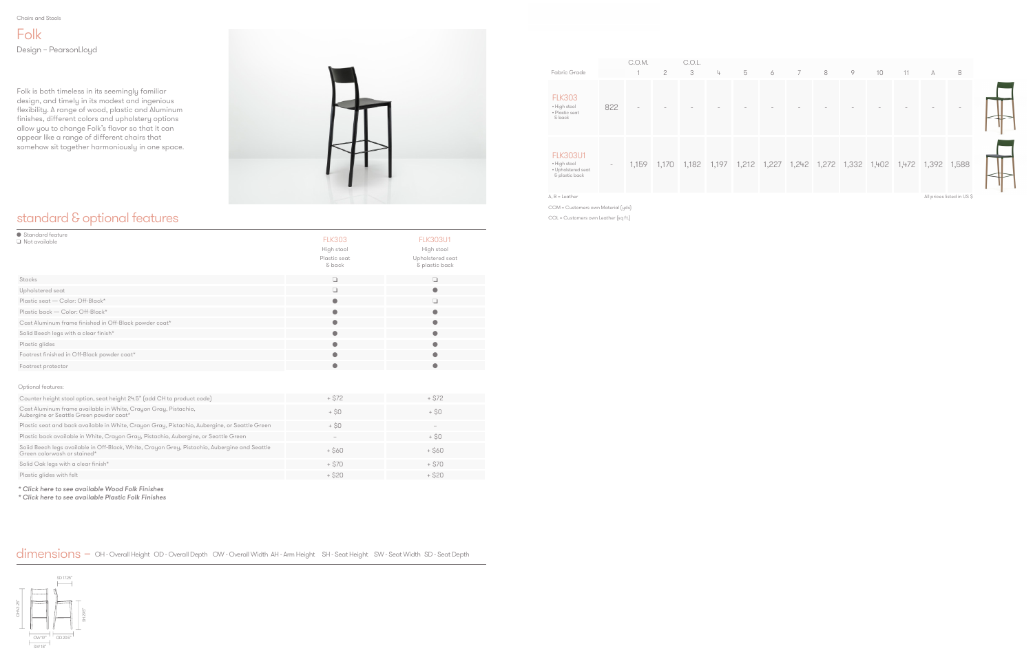Chairs and Stools

# Folk

Design – PearsonLloyd

Folk is both timeless in its seemingly familiar design, and timely in its modest and ingenious flexibility. A range of wood, plastic and Aluminum finishes, different colors and upholstery options allow you to change Folk's flavor so that it can appear like a range of different chairs that somehow sit together harmoniously in one space.

## standard & optional features

● Standard feature
❑ Not available

| | FLK303 High stool Plastic seat & back | FLK303U1 High stool Upholstered seat & plastic back |
|---|---|---|
| Stacks | ❑ | ❑ |
| Upholstered seat | ❑ | ● |
| Plastic seat — Color: Off-Black* | ● | ❑ |
| Plastic back — Color: Off-Black* | ● | ● |
| Cast Aluminum frame finished in Off-Black powder coat* | ● | ● |
| Solid Beech legs with a clear finish* | ● | ● |
| Plastic glides | ● | ● |
| Footrest finished in Off-Black powder coat* | ● | ● |
| Footrest protector | ● | ● |

Optional features:

| | FLK303 | FLK303U1 |
|---|---|---|
| Counter height stool option, seat height 24.5" (add CH to product code) | + $72 | + $72 |
| Cast Aluminum frame available in White, Crayon Gray, Pistachio, Aubergine or Seattle Green powder coat* | + $0 | + $0 |
| Plastic seat and back available in White, Crayon Gray, Pistachio, Aubergine, or Seattle Green | + $0 | – |
| Plastic back available in White, Crayon Gray, Pistachio, Aubergine, or Seattle Green | – | + $0 |
| Solid Beech legs available in Off-Black, White, Crayon Grey, Pistachio, Aubergine and Seattle Green colorwash or stained* | + $60 | + $60 |
| Solid Oak legs with a clear finish* | + $70 | + $70 |
| Plastic glides with felt | + $20 | + $20 |

*\* Click here to see available Wood Folk Finishes*
*\* Click here to see available Plastic Folk Finishes*

## dimensions — OH - Overall Height OD - Overall Depth OW - Overall Width AH - Arm Height SH - Seat Height SW - Seat Width SD - Seat Depth

SD 17.25"
OH 42.25"
SH 29.5"
OW 19"
OD 20.5"
SW 18"

| Fabric Grade | C.O.M. | 1 | 2 | C.O.L. 3 | 4 | 5 | 6 | 7 | 8 | 9 | 10 | 11 | A | B |
|---|---|---|---|---|---|---|---|---|---|---|---|---|---|---|
| FLK303 • High stool • Plastic seat & back | 822 | - | - | - | - | - | - | - | - | - | - | - | - | - |
| FLK303U1 • High stool • Upholstered seat & plastic back | - | 1,159 | 1,170 | 1,182 | 1,197 | 1,212 | 1,227 | 1,242 | 1,272 | 1,332 | 1,402 | 1,472 | 1,392 | 1,588 |

A, B = Leather

All prices listed in US $

COM = Customers own Material (yds)

COL = Customers own Leather (sq ft)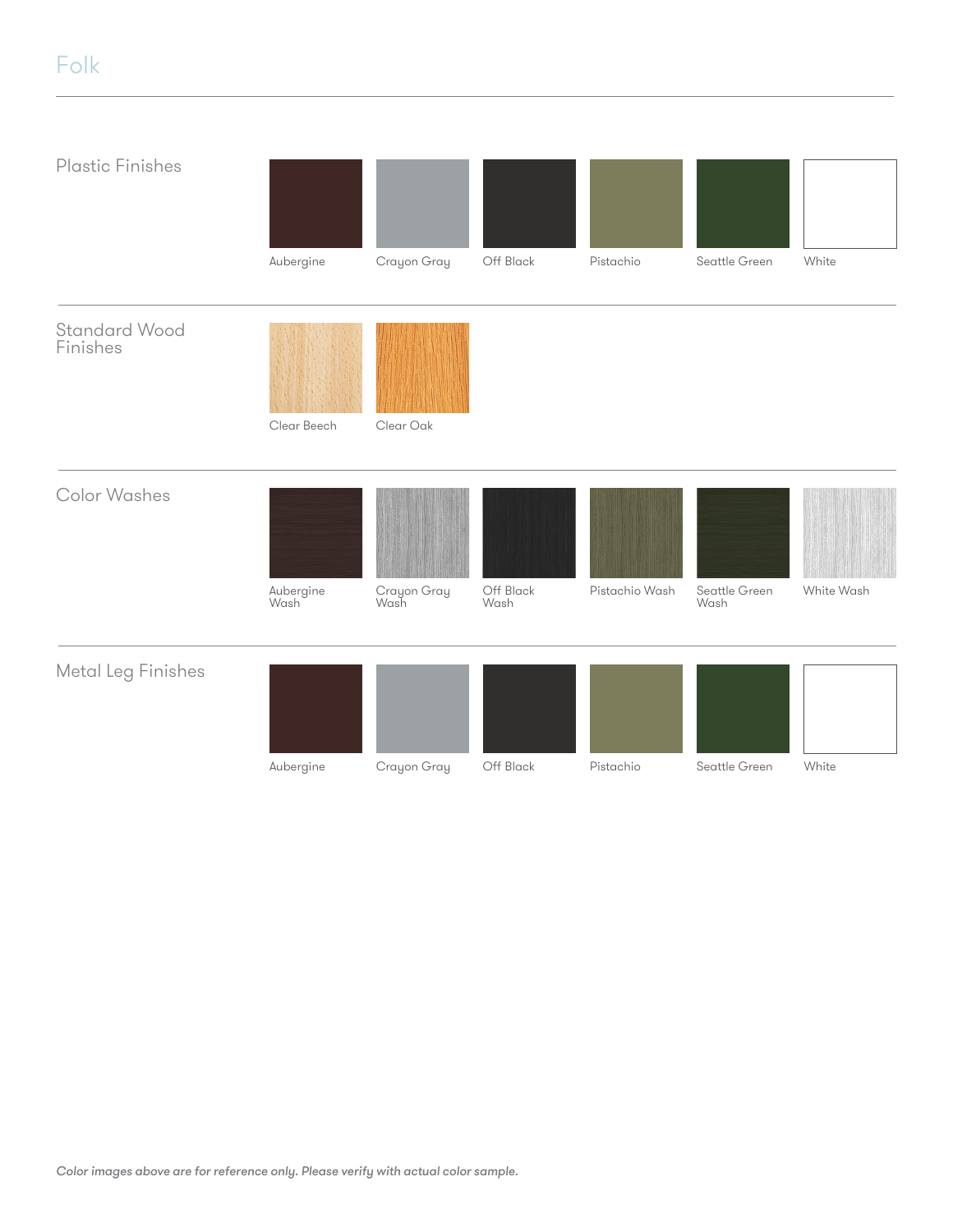# Folk

## Plastic Finishes

Aubergine
Crayon Gray
Off Black
Pistachio
Seattle Green
White

## Standard Wood Finishes

Clear Beech
Clear Oak

## Color Washes

Aubergine Wash
Crayon Gray Wash
Off Black Wash
Pistachio Wash
Seattle Green Wash
White Wash

## Metal Leg Finishes

Aubergine
Crayon Gray
Off Black
Pistachio
Seattle Green
White

*Color images above are for reference only. Please verify with actual color sample.*